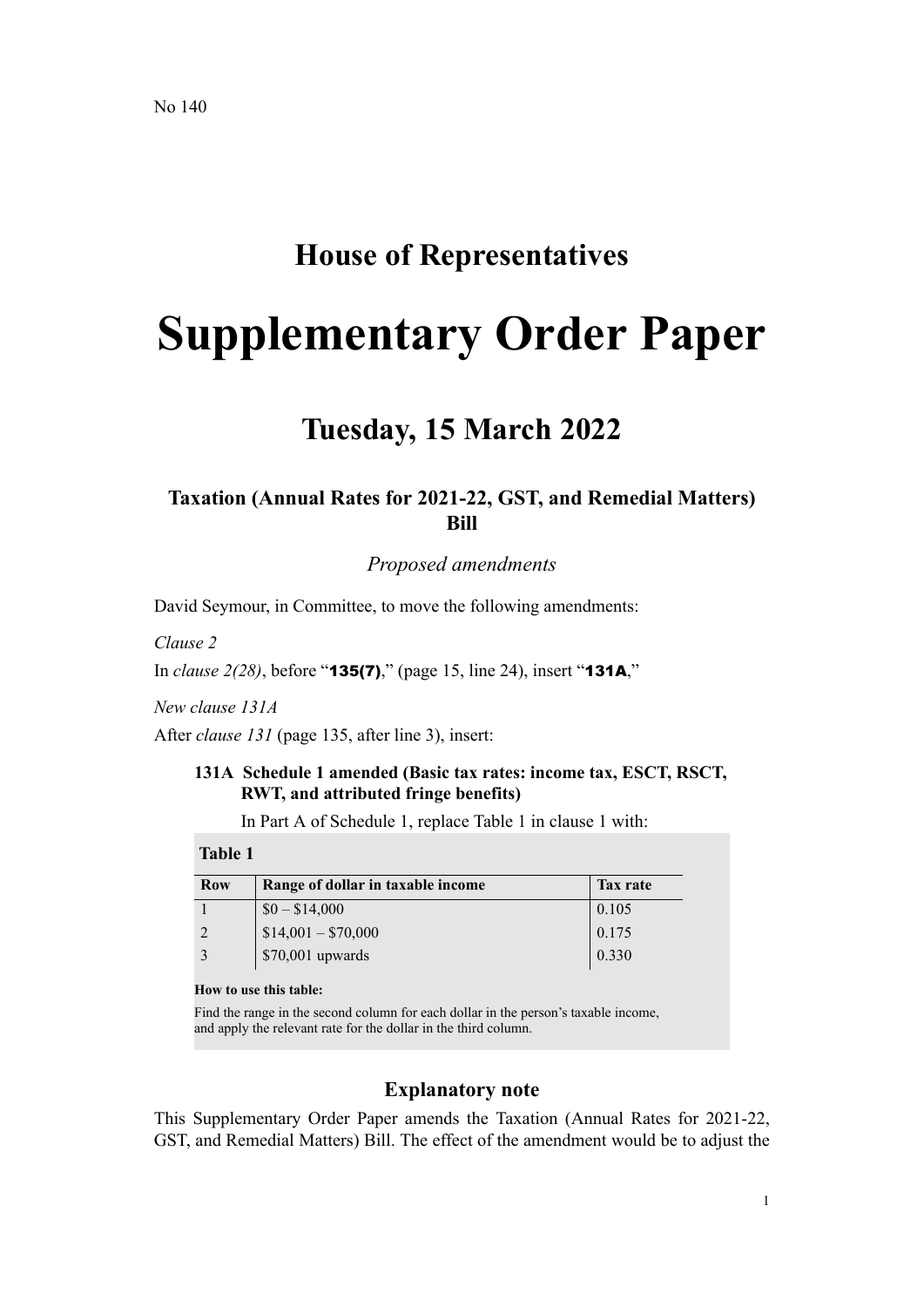No 140

# House of Representatives

# Supplementary Order Paper

## Tuesday, 15 March 2022

### Taxation (Annual Rates for 2021-22, GST, and Remedial Matters) Bill

*Proposed amendments*

David Seymour, in Committee, to move the following amendments:

*Clause 2*

In *clause 2(28)*, before "**135(7)**," (page 15, line 24), insert "**131A**,"

*New clause 131A*

After *clause 131* (page 135, after line 3), insert:

**131A Schedule 1 amended (Basic tax rates: income tax, ESCT, RSCT, RWT, and attributed fringe benefits)**

In Part A of Schedule 1, replace Table 1 in clause 1 with:

**Table 1**

| Row | Range of dollar in taxable income | Tax rate |
|---|---|---|
| 1 | $0 – $14,000 | 0.105 |
| 2 | $14,001 – $70,000 | 0.175 |
| 3 | $70,001 upwards | 0.330 |

**How to use this table:**

Find the range in the second column for each dollar in the person's taxable income, and apply the relevant rate for the dollar in the third column.

### Explanatory note

This Supplementary Order Paper amends the Taxation (Annual Rates for 2021-22, GST, and Remedial Matters) Bill. The effect of the amendment would be to adjust the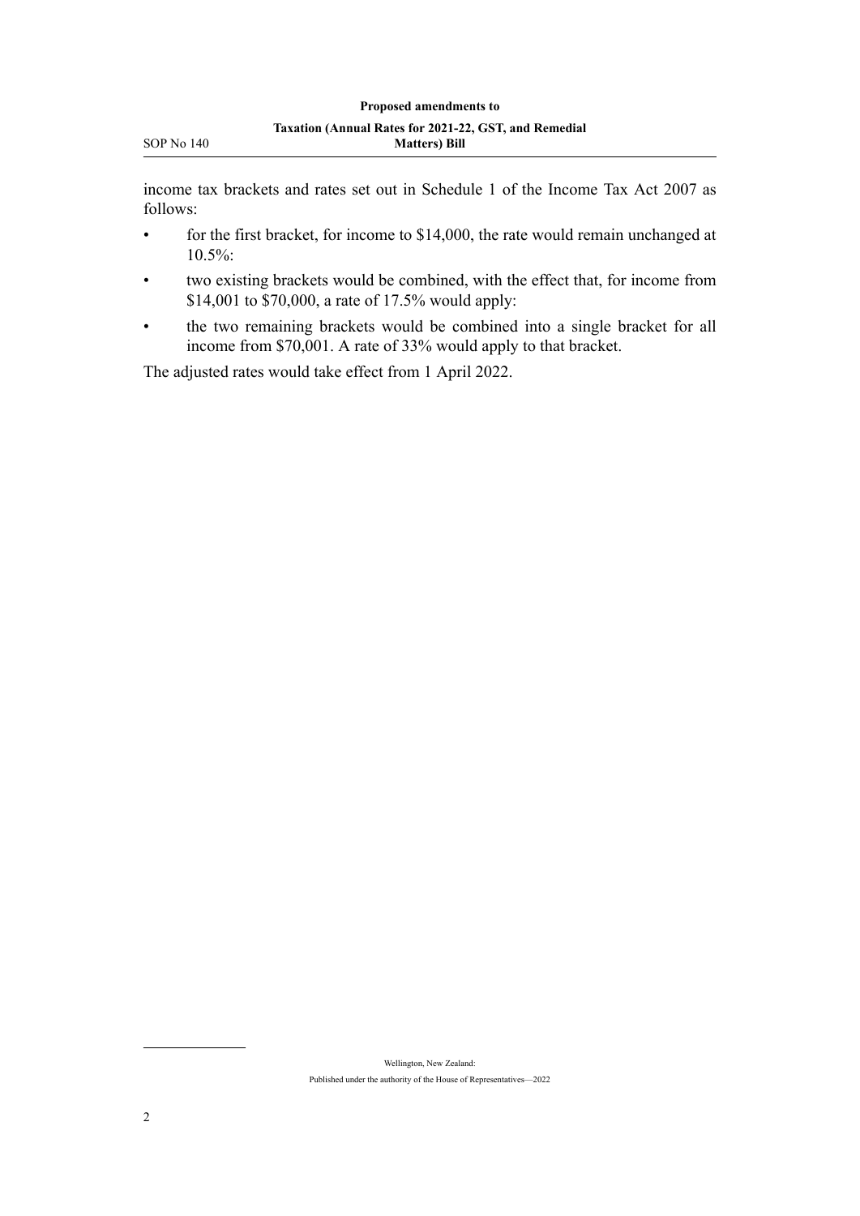income tax brackets and rates set out in Schedule 1 of the Income Tax Act 2007 as follows:

- for the first bracket, for income to $14,000, the rate would remain unchanged at 10.5%:
- two existing brackets would be combined, with the effect that, for income from $14,001 to $70,000, a rate of 17.5% would apply:
- the two remaining brackets would be combined into a single bracket for all income from $70,001. A rate of 33% would apply to that bracket.

The adjusted rates would take effect from 1 April 2022.

Wellington, New Zealand:

Published under the authority of the House of Representatives—2022